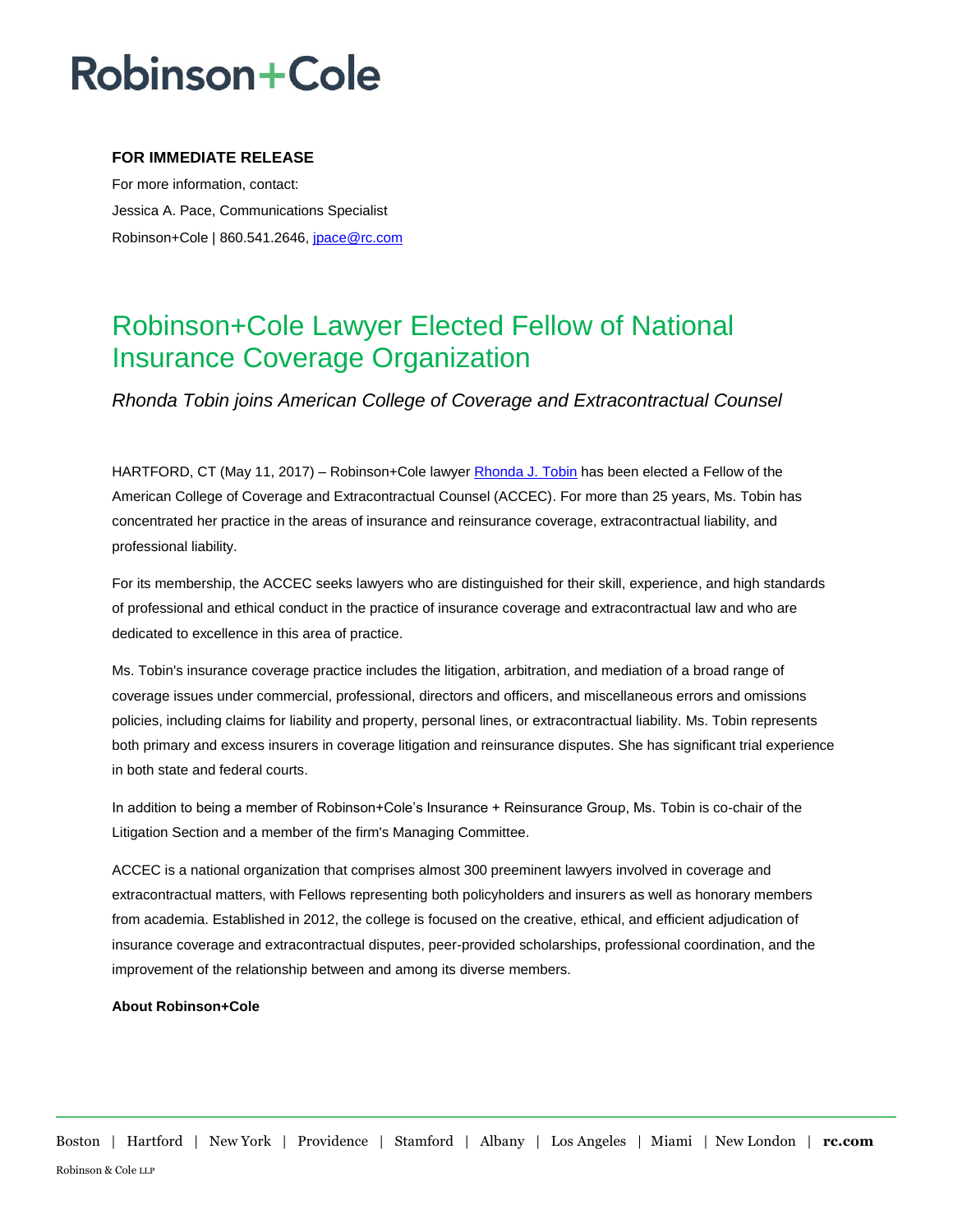# Robinson+Cole

**FOR IMMEDIATE RELEASE**

For more information, contact:

Jessica A. Pace, Communications Specialist

Robinson+Cole | 860.541.2646, jpace@rc.com

## Robinson+Cole Lawyer Elected Fellow of National Insurance Coverage Organization

*Rhonda Tobin joins American College of Coverage and Extracontractual Counsel*

HARTFORD, CT (May 11, 2017) – Robinson+Cole lawyer Rhonda J. Tobin has been elected a Fellow of the American College of Coverage and Extracontractual Counsel (ACCEC). For more than 25 years, Ms. Tobin has concentrated her practice in the areas of insurance and reinsurance coverage, extracontractual liability, and professional liability.

For its membership, the ACCEC seeks lawyers who are distinguished for their skill, experience, and high standards of professional and ethical conduct in the practice of insurance coverage and extracontractual law and who are dedicated to excellence in this area of practice.

Ms. Tobin's insurance coverage practice includes the litigation, arbitration, and mediation of a broad range of coverage issues under commercial, professional, directors and officers, and miscellaneous errors and omissions policies, including claims for liability and property, personal lines, or extracontractual liability. Ms. Tobin represents both primary and excess insurers in coverage litigation and reinsurance disputes. She has significant trial experience in both state and federal courts.

In addition to being a member of Robinson+Cole's Insurance + Reinsurance Group, Ms. Tobin is co-chair of the Litigation Section and a member of the firm's Managing Committee.

ACCEC is a national organization that comprises almost 300 preeminent lawyers involved in coverage and extracontractual matters, with Fellows representing both policyholders and insurers as well as honorary members from academia. Established in 2012, the college is focused on the creative, ethical, and efficient adjudication of insurance coverage and extracontractual disputes, peer-provided scholarships, professional coordination, and the improvement of the relationship between and among its diverse members.

**About Robinson+Cole**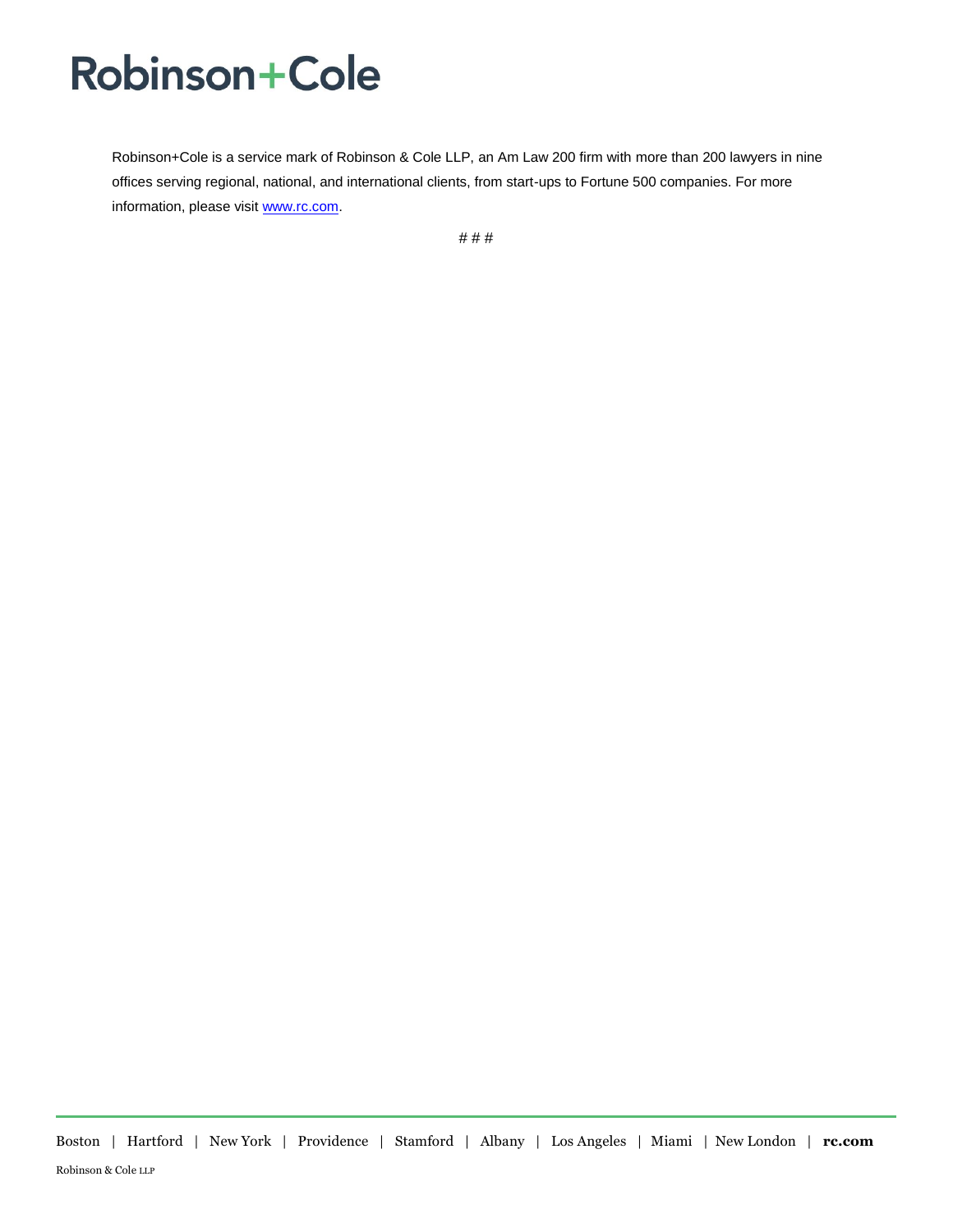Robinson+Cole is a service mark of Robinson & Cole LLP, an Am Law 200 firm with more than 200 lawyers in nine offices serving regional, national, and international clients, from start-ups to Fortune 500 companies. For more information, please visit www.rc.com.

# # #